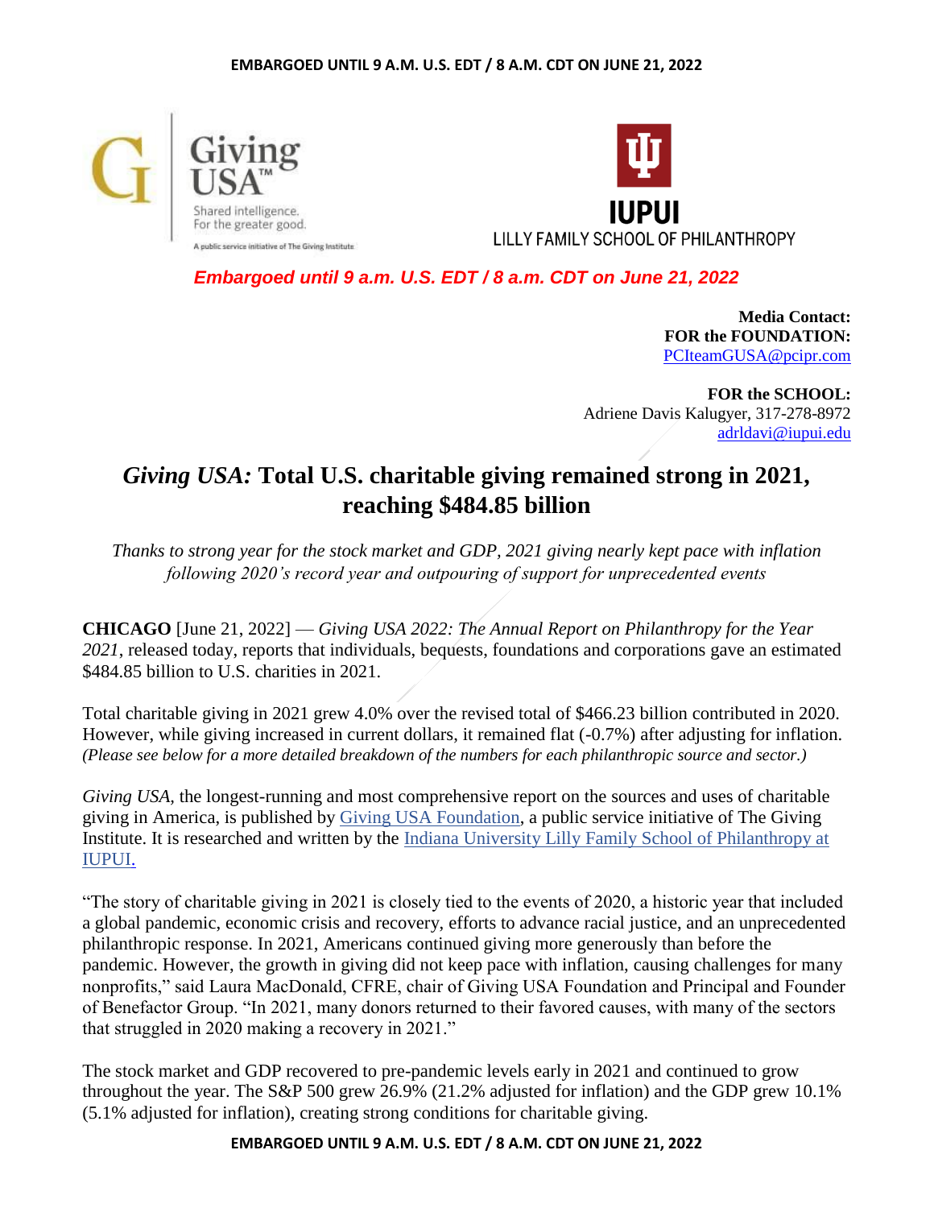*Embargoed until 9 a.m. U.S. EDT / 8 a.m. CDT on June 21, 2022*

**Media Contact:**
**FOR the FOUNDATION:**
PCIteamGUSA@pcipr.com

**FOR the SCHOOL:**
Adriene Davis Kalugyer, 317-278-8972
adrldavi@iupui.edu

# *Giving USA:* Total U.S. charitable giving remained strong in 2021, reaching $484.85 billion

*Thanks to strong year for the stock market and GDP, 2021 giving nearly kept pace with inflation following 2020's record year and outpouring of support for unprecedented events*

**CHICAGO** [June 21, 2022] — *Giving USA 2022: The Annual Report on Philanthropy for the Year 2021*, released today, reports that individuals, bequests, foundations and corporations gave an estimated $484.85 billion to U.S. charities in 2021.

Total charitable giving in 2021 grew 4.0% over the revised total of $466.23 billion contributed in 2020. However, while giving increased in current dollars, it remained flat (-0.7%) after adjusting for inflation. *(Please see below for a more detailed breakdown of the numbers for each philanthropic source and sector.)*

*Giving USA*, the longest-running and most comprehensive report on the sources and uses of charitable giving in America, is published by Giving USA Foundation, a public service initiative of The Giving Institute. It is researched and written by the Indiana University Lilly Family School of Philanthropy at IUPUI.

"The story of charitable giving in 2021 is closely tied to the events of 2020, a historic year that included a global pandemic, economic crisis and recovery, efforts to advance racial justice, and an unprecedented philanthropic response. In 2021, Americans continued giving more generously than before the pandemic. However, the growth in giving did not keep pace with inflation, causing challenges for many nonprofits," said Laura MacDonald, CFRE, chair of Giving USA Foundation and Principal and Founder of Benefactor Group. "In 2021, many donors returned to their favored causes, with many of the sectors that struggled in 2020 making a recovery in 2021."

The stock market and GDP recovered to pre-pandemic levels early in 2021 and continued to grow throughout the year. The S&P 500 grew 26.9% (21.2% adjusted for inflation) and the GDP grew 10.1% (5.1% adjusted for inflation), creating strong conditions for charitable giving.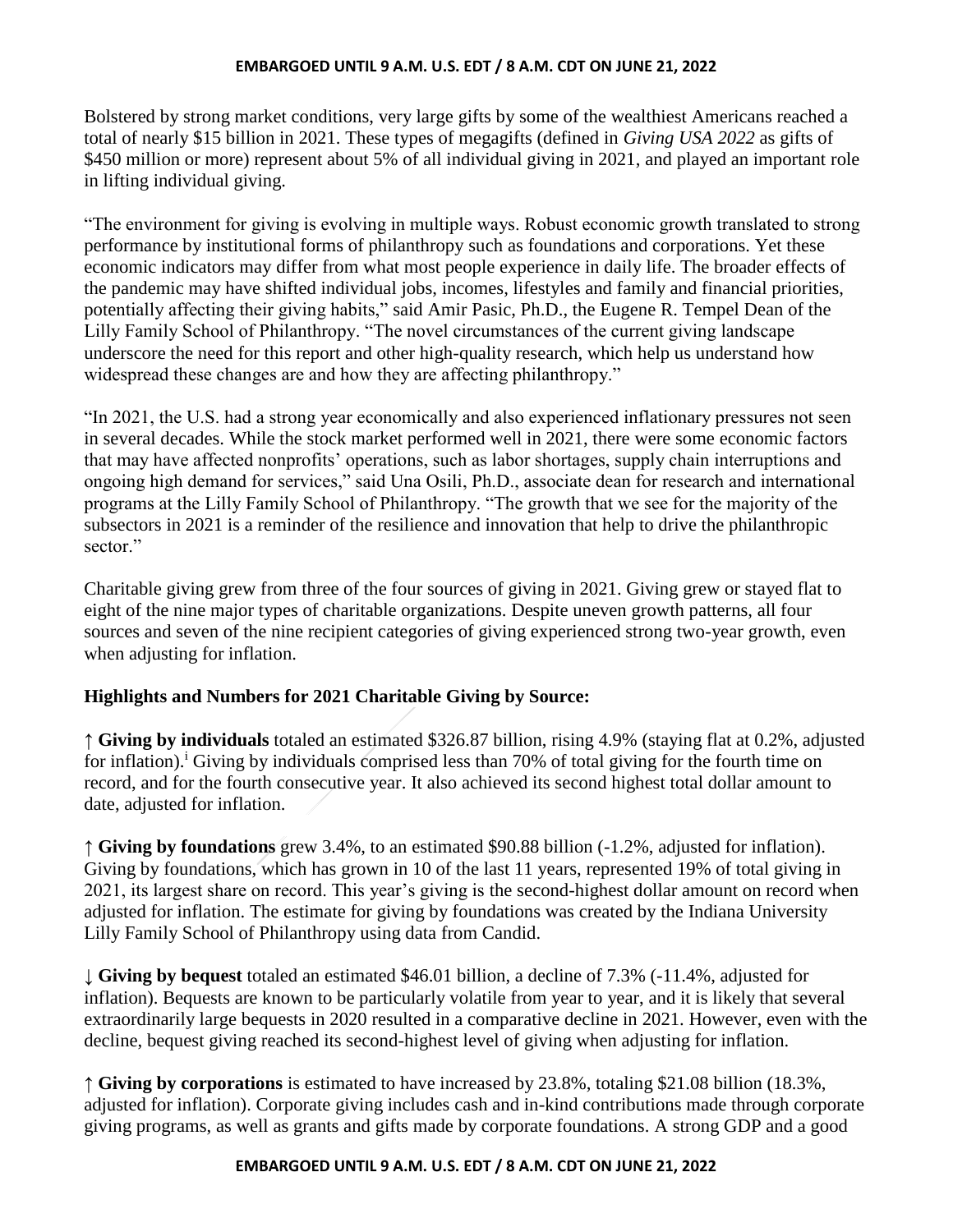Bolstered by strong market conditions, very large gifts by some of the wealthiest Americans reached a total of nearly $15 billion in 2021. These types of megagifts (defined in *Giving USA 2022* as gifts of $450 million or more) represent about 5% of all individual giving in 2021, and played an important role in lifting individual giving.

"The environment for giving is evolving in multiple ways. Robust economic growth translated to strong performance by institutional forms of philanthropy such as foundations and corporations. Yet these economic indicators may differ from what most people experience in daily life. The broader effects of the pandemic may have shifted individual jobs, incomes, lifestyles and family and financial priorities, potentially affecting their giving habits," said Amir Pasic, Ph.D., the Eugene R. Tempel Dean of the Lilly Family School of Philanthropy. "The novel circumstances of the current giving landscape underscore the need for this report and other high-quality research, which help us understand how widespread these changes are and how they are affecting philanthropy."

"In 2021, the U.S. had a strong year economically and also experienced inflationary pressures not seen in several decades. While the stock market performed well in 2021, there were some economic factors that may have affected nonprofits' operations, such as labor shortages, supply chain interruptions and ongoing high demand for services," said Una Osili, Ph.D., associate dean for research and international programs at the Lilly Family School of Philanthropy. "The growth that we see for the majority of the subsectors in 2021 is a reminder of the resilience and innovation that help to drive the philanthropic sector."

Charitable giving grew from three of the four sources of giving in 2021. Giving grew or stayed flat to eight of the nine major types of charitable organizations. Despite uneven growth patterns, all four sources and seven of the nine recipient categories of giving experienced strong two-year growth, even when adjusting for inflation.

**Highlights and Numbers for 2021 Charitable Giving by Source:**

↑ **Giving by individuals** totaled an estimated $326.87 billion, rising 4.9% (staying flat at 0.2%, adjusted for inflation).[i] Giving by individuals comprised less than 70% of total giving for the fourth time on record, and for the fourth consecutive year. It also achieved its second highest total dollar amount to date, adjusted for inflation.

↑ **Giving by foundations** grew 3.4%, to an estimated $90.88 billion (-1.2%, adjusted for inflation). Giving by foundations, which has grown in 10 of the last 11 years, represented 19% of total giving in 2021, its largest share on record. This year's giving is the second-highest dollar amount on record when adjusted for inflation. The estimate for giving by foundations was created by the Indiana University Lilly Family School of Philanthropy using data from Candid.

↓ **Giving by bequest** totaled an estimated $46.01 billion, a decline of 7.3% (-11.4%, adjusted for inflation). Bequests are known to be particularly volatile from year to year, and it is likely that several extraordinarily large bequests in 2020 resulted in a comparative decline in 2021. However, even with the decline, bequest giving reached its second-highest level of giving when adjusting for inflation.

↑ **Giving by corporations** is estimated to have increased by 23.8%, totaling $21.08 billion (18.3%, adjusted for inflation). Corporate giving includes cash and in-kind contributions made through corporate giving programs, as well as grants and gifts made by corporate foundations. A strong GDP and a good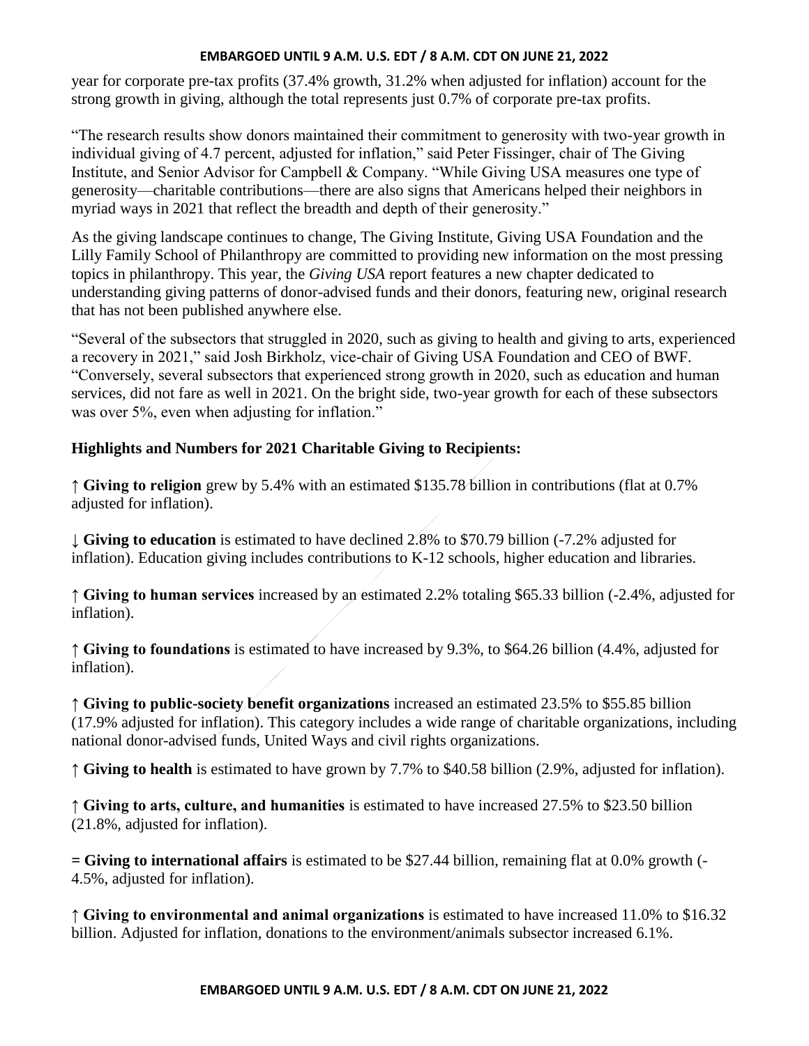year for corporate pre-tax profits (37.4% growth, 31.2% when adjusted for inflation) account for the strong growth in giving, although the total represents just 0.7% of corporate pre-tax profits.

"The research results show donors maintained their commitment to generosity with two-year growth in individual giving of 4.7 percent, adjusted for inflation," said Peter Fissinger, chair of The Giving Institute, and Senior Advisor for Campbell & Company. "While Giving USA measures one type of generosity—charitable contributions—there are also signs that Americans helped their neighbors in myriad ways in 2021 that reflect the breadth and depth of their generosity."

As the giving landscape continues to change, The Giving Institute, Giving USA Foundation and the Lilly Family School of Philanthropy are committed to providing new information on the most pressing topics in philanthropy. This year, the *Giving USA* report features a new chapter dedicated to understanding giving patterns of donor-advised funds and their donors, featuring new, original research that has not been published anywhere else.

"Several of the subsectors that struggled in 2020, such as giving to health and giving to arts, experienced a recovery in 2021," said Josh Birkholz, vice-chair of Giving USA Foundation and CEO of BWF. "Conversely, several subsectors that experienced strong growth in 2020, such as education and human services, did not fare as well in 2021. On the bright side, two-year growth for each of these subsectors was over 5%, even when adjusting for inflation."

**Highlights and Numbers for 2021 Charitable Giving to Recipients:**

↑ **Giving to religion** grew by 5.4% with an estimated $135.78 billion in contributions (flat at 0.7% adjusted for inflation).

↓ **Giving to education** is estimated to have declined 2.8% to $70.79 billion (-7.2% adjusted for inflation). Education giving includes contributions to K-12 schools, higher education and libraries.

↑ **Giving to human services** increased by an estimated 2.2% totaling $65.33 billion (-2.4%, adjusted for inflation).

↑ **Giving to foundations** is estimated to have increased by 9.3%, to $64.26 billion (4.4%, adjusted for inflation).

↑ **Giving to public-society benefit organizations** increased an estimated 23.5% to $55.85 billion (17.9% adjusted for inflation). This category includes a wide range of charitable organizations, including national donor-advised funds, United Ways and civil rights organizations.

↑ **Giving to health** is estimated to have grown by 7.7% to $40.58 billion (2.9%, adjusted for inflation).

↑ **Giving to arts, culture, and humanities** is estimated to have increased 27.5% to $23.50 billion (21.8%, adjusted for inflation).

= **Giving to international affairs** is estimated to be $27.44 billion, remaining flat at 0.0% growth (-4.5%, adjusted for inflation).

↑ **Giving to environmental and animal organizations** is estimated to have increased 11.0% to $16.32 billion. Adjusted for inflation, donations to the environment/animals subsector increased 6.1%.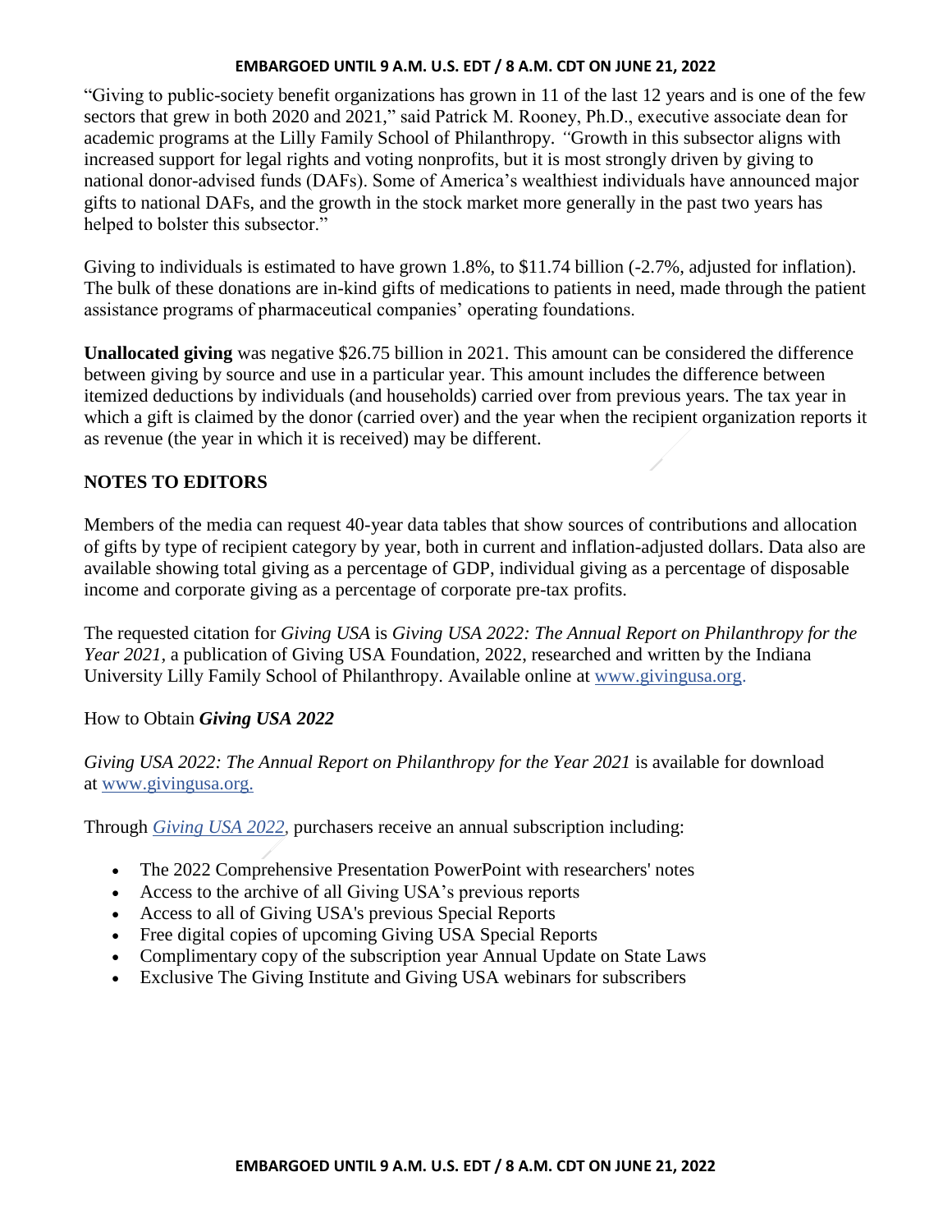"Giving to public-society benefit organizations has grown in 11 of the last 12 years and is one of the few sectors that grew in both 2020 and 2021," said Patrick M. Rooney, Ph.D., executive associate dean for academic programs at the Lilly Family School of Philanthropy. "Growth in this subsector aligns with increased support for legal rights and voting nonprofits, but it is most strongly driven by giving to national donor-advised funds (DAFs). Some of America's wealthiest individuals have announced major gifts to national DAFs, and the growth in the stock market more generally in the past two years has helped to bolster this subsector."

Giving to individuals is estimated to have grown 1.8%, to $11.74 billion (-2.7%, adjusted for inflation). The bulk of these donations are in-kind gifts of medications to patients in need, made through the patient assistance programs of pharmaceutical companies' operating foundations.

**Unallocated giving** was negative $26.75 billion in 2021. This amount can be considered the difference between giving by source and use in a particular year. This amount includes the difference between itemized deductions by individuals (and households) carried over from previous years. The tax year in which a gift is claimed by the donor (carried over) and the year when the recipient organization reports it as revenue (the year in which it is received) may be different.

## NOTES TO EDITORS

Members of the media can request 40-year data tables that show sources of contributions and allocation of gifts by type of recipient category by year, both in current and inflation-adjusted dollars. Data also are available showing total giving as a percentage of GDP, individual giving as a percentage of disposable income and corporate giving as a percentage of corporate pre-tax profits.

The requested citation for *Giving USA* is *Giving USA 2022: The Annual Report on Philanthropy for the Year 2021*, a publication of Giving USA Foundation, 2022, researched and written by the Indiana University Lilly Family School of Philanthropy. Available online at www.givingusa.org.

How to Obtain ***Giving USA 2022***

*Giving USA 2022: The Annual Report on Philanthropy for the Year 2021* is available for download at www.givingusa.org.

Through *Giving USA 2022*, purchasers receive an annual subscription including:

- The 2022 Comprehensive Presentation PowerPoint with researchers' notes
- Access to the archive of all Giving USA's previous reports
- Access to all of Giving USA's previous Special Reports
- Free digital copies of upcoming Giving USA Special Reports
- Complimentary copy of the subscription year Annual Update on State Laws
- Exclusive The Giving Institute and Giving USA webinars for subscribers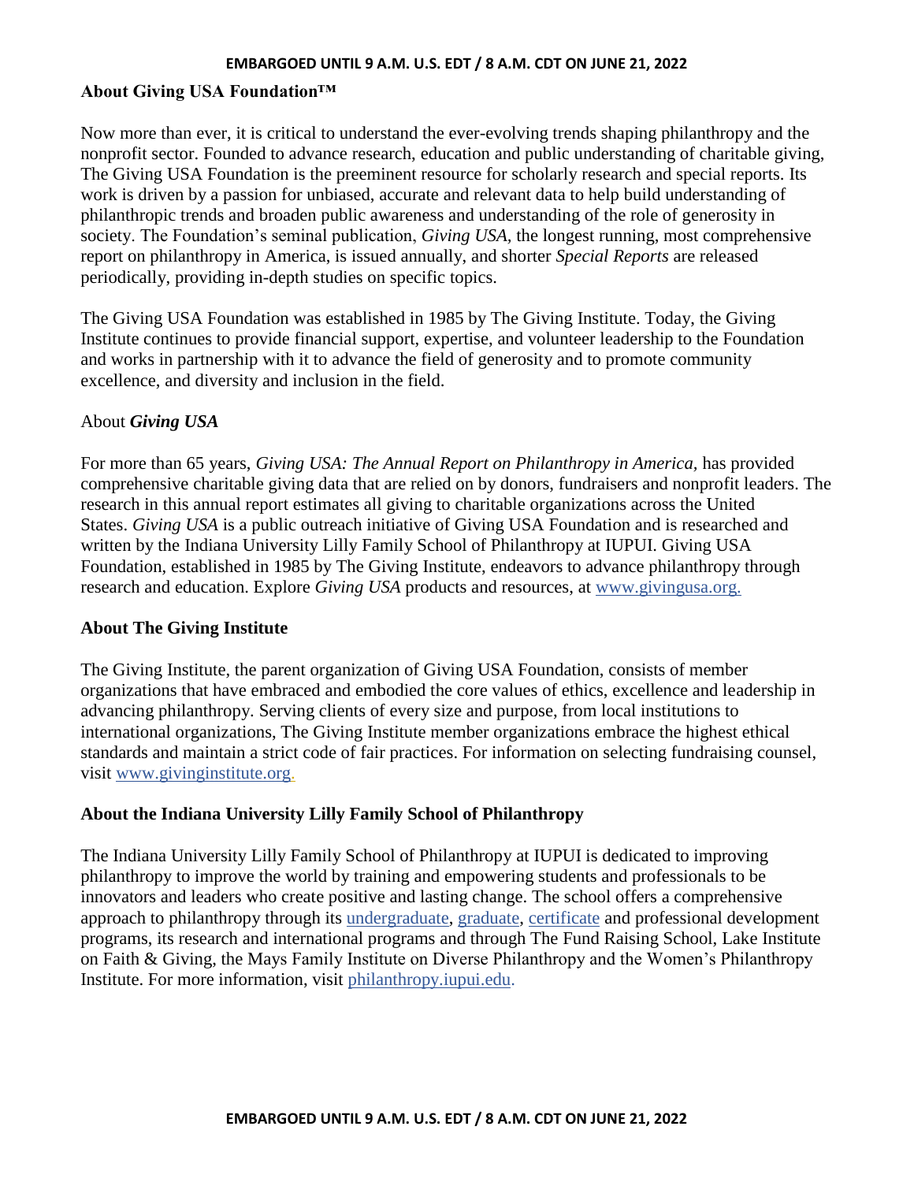## About Giving USA Foundation™

Now more than ever, it is critical to understand the ever-evolving trends shaping philanthropy and the nonprofit sector. Founded to advance research, education and public understanding of charitable giving, The Giving USA Foundation is the preeminent resource for scholarly research and special reports. Its work is driven by a passion for unbiased, accurate and relevant data to help build understanding of philanthropic trends and broaden public awareness and understanding of the role of generosity in society. The Foundation's seminal publication, *Giving USA*, the longest running, most comprehensive report on philanthropy in America, is issued annually, and shorter *Special Reports* are released periodically, providing in-depth studies on specific topics.

The Giving USA Foundation was established in 1985 by The Giving Institute. Today, the Giving Institute continues to provide financial support, expertise, and volunteer leadership to the Foundation and works in partnership with it to advance the field of generosity and to promote community excellence, and diversity and inclusion in the field.

## About *Giving USA*

For more than 65 years, *Giving USA: The Annual Report on Philanthropy in America,* has provided comprehensive charitable giving data that are relied on by donors, fundraisers and nonprofit leaders. The research in this annual report estimates all giving to charitable organizations across the United States. *Giving USA* is a public outreach initiative of Giving USA Foundation and is researched and written by the Indiana University Lilly Family School of Philanthropy at IUPUI. Giving USA Foundation, established in 1985 by The Giving Institute, endeavors to advance philanthropy through research and education. Explore *Giving USA* products and resources, at www.givingusa.org.

## About The Giving Institute

The Giving Institute, the parent organization of Giving USA Foundation, consists of member organizations that have embraced and embodied the core values of ethics, excellence and leadership in advancing philanthropy. Serving clients of every size and purpose, from local institutions to international organizations, The Giving Institute member organizations embrace the highest ethical standards and maintain a strict code of fair practices. For information on selecting fundraising counsel, visit www.givinginstitute.org.

## About the Indiana University Lilly Family School of Philanthropy

The Indiana University Lilly Family School of Philanthropy at IUPUI is dedicated to improving philanthropy to improve the world by training and empowering students and professionals to be innovators and leaders who create positive and lasting change. The school offers a comprehensive approach to philanthropy through its undergraduate, graduate, certificate and professional development programs, its research and international programs and through The Fund Raising School, Lake Institute on Faith & Giving, the Mays Family Institute on Diverse Philanthropy and the Women's Philanthropy Institute. For more information, visit philanthropy.iupui.edu.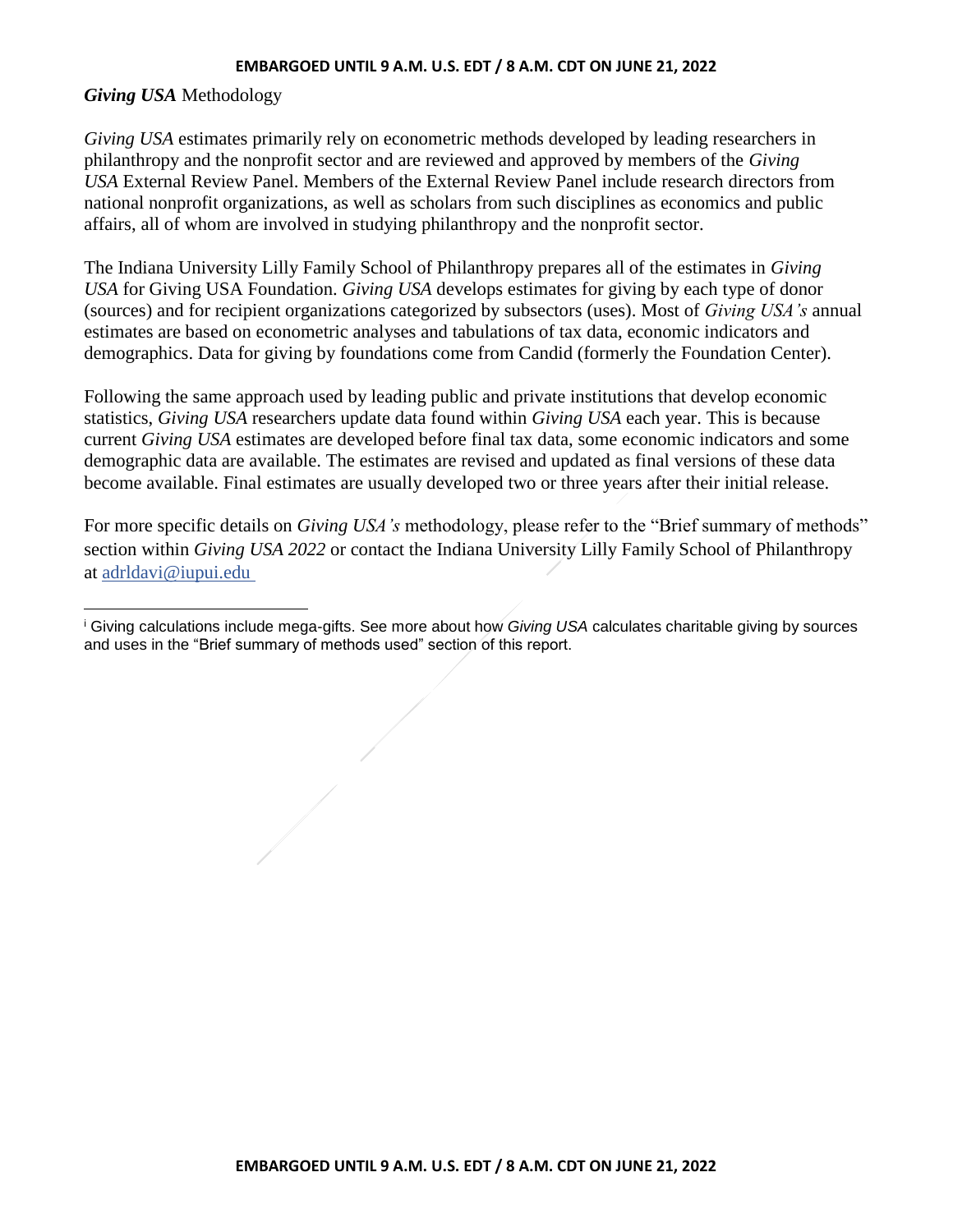*Giving USA* Methodology

*Giving USA* estimates primarily rely on econometric methods developed by leading researchers in philanthropy and the nonprofit sector and are reviewed and approved by members of the *Giving USA* External Review Panel. Members of the External Review Panel include research directors from national nonprofit organizations, as well as scholars from such disciplines as economics and public affairs, all of whom are involved in studying philanthropy and the nonprofit sector.

The Indiana University Lilly Family School of Philanthropy prepares all of the estimates in *Giving USA* for Giving USA Foundation. *Giving USA* develops estimates for giving by each type of donor (sources) and for recipient organizations categorized by subsectors (uses). Most of *Giving USA's* annual estimates are based on econometric analyses and tabulations of tax data, economic indicators and demographics. Data for giving by foundations come from Candid (formerly the Foundation Center).

Following the same approach used by leading public and private institutions that develop economic statistics, *Giving USA* researchers update data found within *Giving USA* each year. This is because current *Giving USA* estimates are developed before final tax data, some economic indicators and some demographic data are available. The estimates are revised and updated as final versions of these data become available. Final estimates are usually developed two or three years after their initial release.

For more specific details on *Giving USA's* methodology, please refer to the "Brief summary of methods" section within *Giving USA 2022* or contact the Indiana University Lilly Family School of Philanthropy at adrldavi@iupui.edu

---

[i] Giving calculations include mega-gifts. See more about how *Giving USA* calculates charitable giving by sources and uses in the "Brief summary of methods used" section of this report.